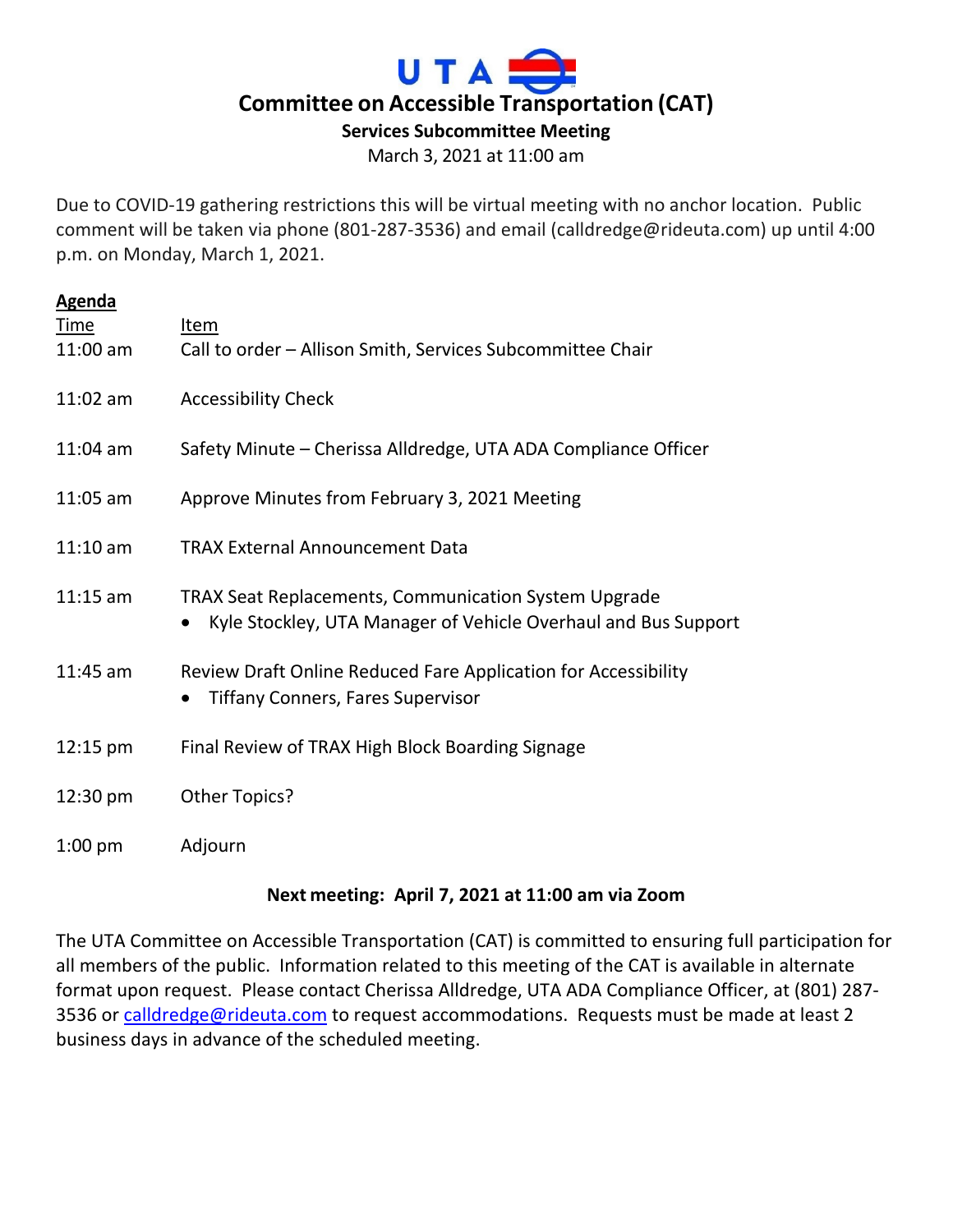# UTA

# Committee on Accessible Transportation (CAT)

## Services Subcommittee Meeting

March 3, 2021 at 11:00 am

Due to COVID-19 gathering restrictions this will be virtual meeting with no anchor location. Public comment will be taken via phone (801-287-3536) and email (calldredge@rideuta.com) up until 4:00 p.m. on Monday, March 1, 2021.

**Agenda**

| Time | Item |
|---|---|
| 11:00 am | Call to order – Allison Smith, Services Subcommittee Chair |
| 11:02 am | Accessibility Check |
| 11:04 am | Safety Minute – Cherissa Alldredge, UTA ADA Compliance Officer |
| 11:05 am | Approve Minutes from February 3, 2021 Meeting |
| 11:10 am | TRAX External Announcement Data |
| 11:15 am | TRAX Seat Replacements, Communication System Upgrade<br>• Kyle Stockley, UTA Manager of Vehicle Overhaul and Bus Support |
| 11:45 am | Review Draft Online Reduced Fare Application for Accessibility<br>• Tiffany Conners, Fares Supervisor |
| 12:15 pm | Final Review of TRAX High Block Boarding Signage |
| 12:30 pm | Other Topics? |
| 1:00 pm | Adjourn |

**Next meeting: April 7, 2021 at 11:00 am via Zoom**

The UTA Committee on Accessible Transportation (CAT) is committed to ensuring full participation for all members of the public. Information related to this meeting of the CAT is available in alternate format upon request. Please contact Cherissa Alldredge, UTA ADA Compliance Officer, at (801) 287-3536 or calldredge@rideuta.com to request accommodations. Requests must be made at least 2 business days in advance of the scheduled meeting.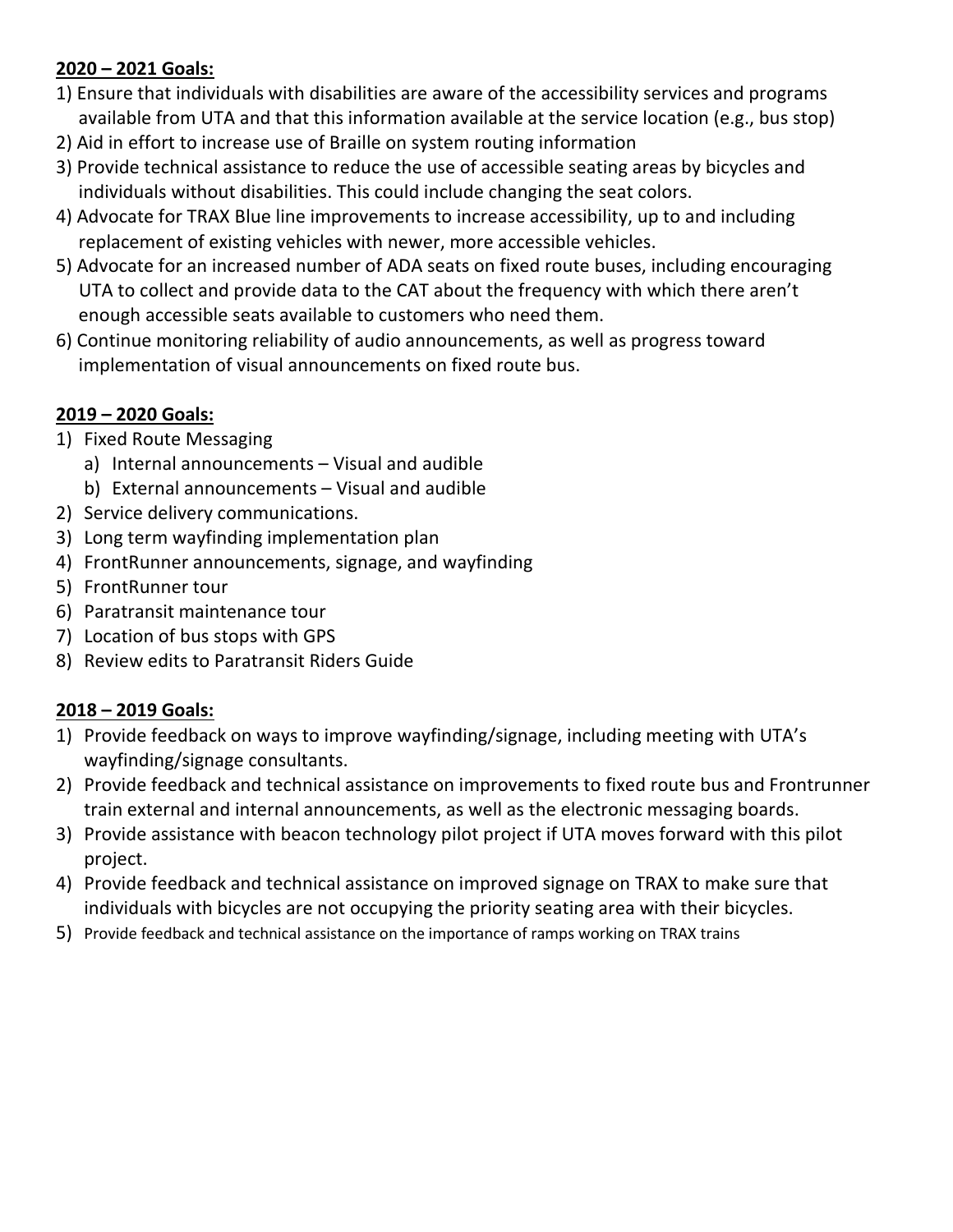**2020 – 2021 Goals:**

1) Ensure that individuals with disabilities are aware of the accessibility services and programs available from UTA and that this information available at the service location (e.g., bus stop)
2) Aid in effort to increase use of Braille on system routing information
3) Provide technical assistance to reduce the use of accessible seating areas by bicycles and individuals without disabilities. This could include changing the seat colors.
4) Advocate for TRAX Blue line improvements to increase accessibility, up to and including replacement of existing vehicles with newer, more accessible vehicles.
5) Advocate for an increased number of ADA seats on fixed route buses, including encouraging UTA to collect and provide data to the CAT about the frequency with which there aren't enough accessible seats available to customers who need them.
6) Continue monitoring reliability of audio announcements, as well as progress toward implementation of visual announcements on fixed route bus.

**2019 – 2020 Goals:**

1) Fixed Route Messaging
   a) Internal announcements – Visual and audible
   b) External announcements – Visual and audible
2) Service delivery communications.
3) Long term wayfinding implementation plan
4) FrontRunner announcements, signage, and wayfinding
5) FrontRunner tour
6) Paratransit maintenance tour
7) Location of bus stops with GPS
8) Review edits to Paratransit Riders Guide

**2018 – 2019 Goals:**

1) Provide feedback on ways to improve wayfinding/signage, including meeting with UTA's wayfinding/signage consultants.
2) Provide feedback and technical assistance on improvements to fixed route bus and Frontrunner train external and internal announcements, as well as the electronic messaging boards.
3) Provide assistance with beacon technology pilot project if UTA moves forward with this pilot project.
4) Provide feedback and technical assistance on improved signage on TRAX to make sure that individuals with bicycles are not occupying the priority seating area with their bicycles.
5) Provide feedback and technical assistance on the importance of ramps working on TRAX trains